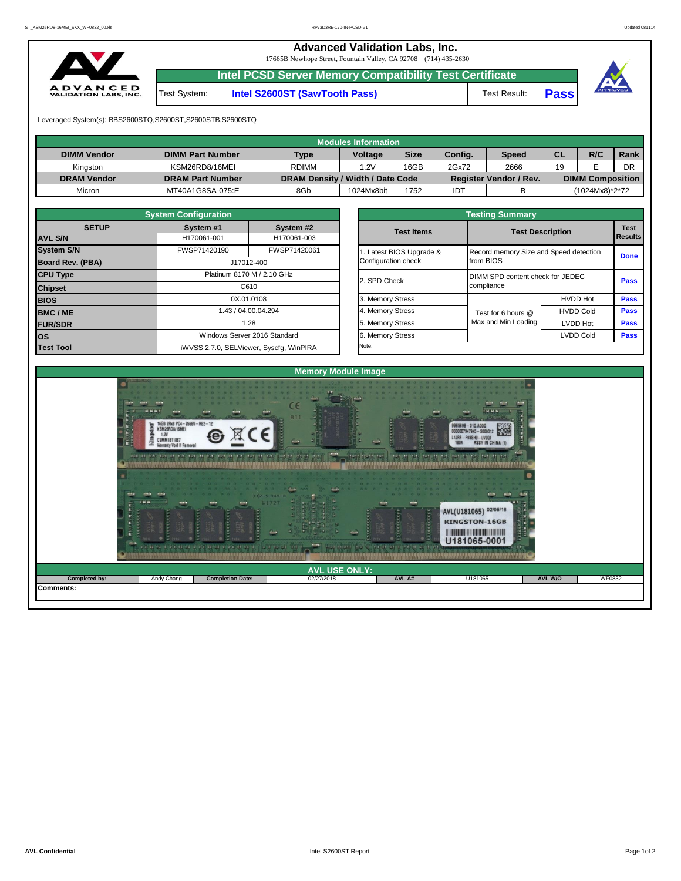# Advanced Validation Labs, Inc.

17665B Newhope Street, Fountain Valley, CA 92708 (714) 435-2630

## Intel PCSD Server Memory Compatibility Test Certificate

| Test System: | Intel S2600ST (SawTooth Pass) | Test Result: | Pass |
|---|---|---|---|

Leveraged System(s): BBS2600STQ,S2600ST,S2600STB,S2600STQ

| Modules Information | | | | | | | | | |
|---|---|---|---|---|---|---|---|---|---|
| **DIMM Vendor** | **DIMM Part Number** | **Type** | **Voltage** | **Size** | **Config.** | **Speed** | **CL** | **R/C** | **Rank** |
| Kingston | KSM26RD8/16MEI | RDIMM | 1.2V | 16GB | 2Gx72 | 2666 | 19 | E | DR |
| **DRAM Vendor** | **DRAM Part Number** | **DRAM Density / Width / Date Code** | | | **Register Vendor / Rev.** | | **DIMM Composition** | | |
| Micron | MT40A1G8SA-075:E | 8Gb | 1024Mx8bit | 1752 | IDT | B | (1024Mx8)*2*72 | | |

| System Configuration | | |
|---|---|---|
| **SETUP** | **System #1** | **System #2** |
| **AVL S/N** | H170061-001 | H170061-003 |
| **System S/N** | FWSP71420190 | FWSP71420061 |
| **Board Rev. (PBA)** | J17012-400 | |
| **CPU Type** | Platinum 8170 M / 2.10 GHz | |
| **Chipset** | C610 | |
| **BIOS** | 0X.01.0108 | |
| **BMC / ME** | 1.43 / 04.00.04.294 | |
| **FUR/SDR** | 1.28 | |
| **OS** | Windows Server 2016 Standard | |
| **Test Tool** | iWVSS 2.7.0, SELViewer, Syscfg, WinPIRA | |

| Testing Summary | | | |
|---|---|---|---|
| **Test Items** | **Test Description** | | **Test Results** |
| 1. Latest BIOS Upgrade & Configuration check | Record memory Size and Speed detection from BIOS | | Done |
| 2. SPD Check | DIMM SPD content check for JEDEC compliance | | Pass |
| 3. Memory Stress | Test for 6 hours @ Max and Min Loading | HVDD Hot | Pass |
| 4. Memory Stress | | HVDD Cold | Pass |
| 5. Memory Stress | | LVDD Hot | Pass |
| 6. Memory Stress | | LVDD Cold | Pass |
| Note: | | | |

## Memory Module Image

| AVL USE ONLY: | | | | | | | |
|---|---|---|---|---|---|---|---|
| **Completed by:** | Andy Chang | **Completion Date:** | 02/27/2018 | **AVL A#** | U181065 | **AVL W/O** | WF0832 |

**Comments:**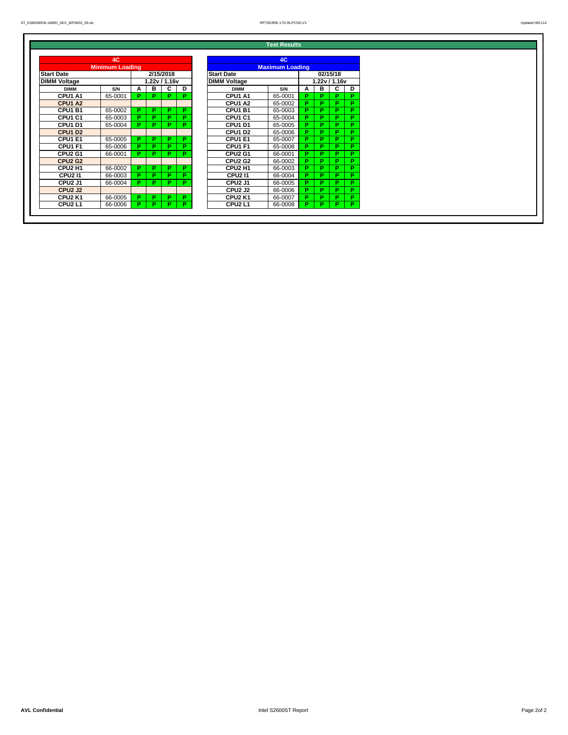## Test Results

| 4C Minimum Loading | | | | | |
|---|---|---|---|---|---|
| Start Date | | 2/15/2018 | | | |
| DIMM Voltage | | 1.22v / 1.16v | | | |
| DIMM | S/N | A | B | C | D |
| CPU1 A1 | 65-0001 | P | P | P | P |
| CPU1 A2 | | | | | |
| CPU1 B1 | 65-0002 | P | P | P | P |
| CPU1 C1 | 65-0003 | P | P | P | P |
| CPU1 D1 | 65-0004 | P | P | P | P |
| CPU1 D2 | | | | | |
| CPU1 E1 | 65-0005 | P | P | P | P |
| CPU1 F1 | 65-0006 | P | P | P | P |
| CPU2 G1 | 66-0001 | P | P | P | P |
| CPU2 G2 | | | | | |
| CPU2 H1 | 66-0002 | P | P | P | P |
| CPU2 I1 | 66-0003 | P | P | P | P |
| CPU2 J1 | 66-0004 | P | P | P | P |
| CPU2 J2 | | | | | |
| CPU2 K1 | 66-0005 | P | P | P | P |
| CPU2 L1 | 66-0006 | P | P | P | P |

| 4C Maximum Loading | | | | | |
|---|---|---|---|---|---|
| Start Date | | 02/15/18 | | | |
| DIMM Voltage | | 1.22v / 1.16v | | | |
| DIMM | S/N | A | B | C | D |
| CPU1 A1 | 65-0001 | P | P | P | P |
| CPU1 A2 | 65-0002 | P | P | P | P |
| CPU1 B1 | 65-0003 | P | P | P | P |
| CPU1 C1 | 65-0004 | P | P | P | P |
| CPU1 D1 | 65-0005 | P | P | P | P |
| CPU1 D2 | 65-0006 | P | P | P | P |
| CPU1 E1 | 65-0007 | P | P | P | P |
| CPU1 F1 | 65-0008 | P | P | P | P |
| CPU2 G1 | 66-0001 | P | P | P | P |
| CPU2 G2 | 66-0002 | P | P | P | P |
| CPU2 H1 | 66-0003 | P | P | P | P |
| CPU2 I1 | 66-0004 | P | P | P | P |
| CPU2 J1 | 66-0005 | P | P | P | P |
| CPU2 J2 | 66-0006 | P | P | P | P |
| CPU2 K1 | 66-0007 | P | P | P | P |
| CPU2 L1 | 66-0008 | P | P | P | P |